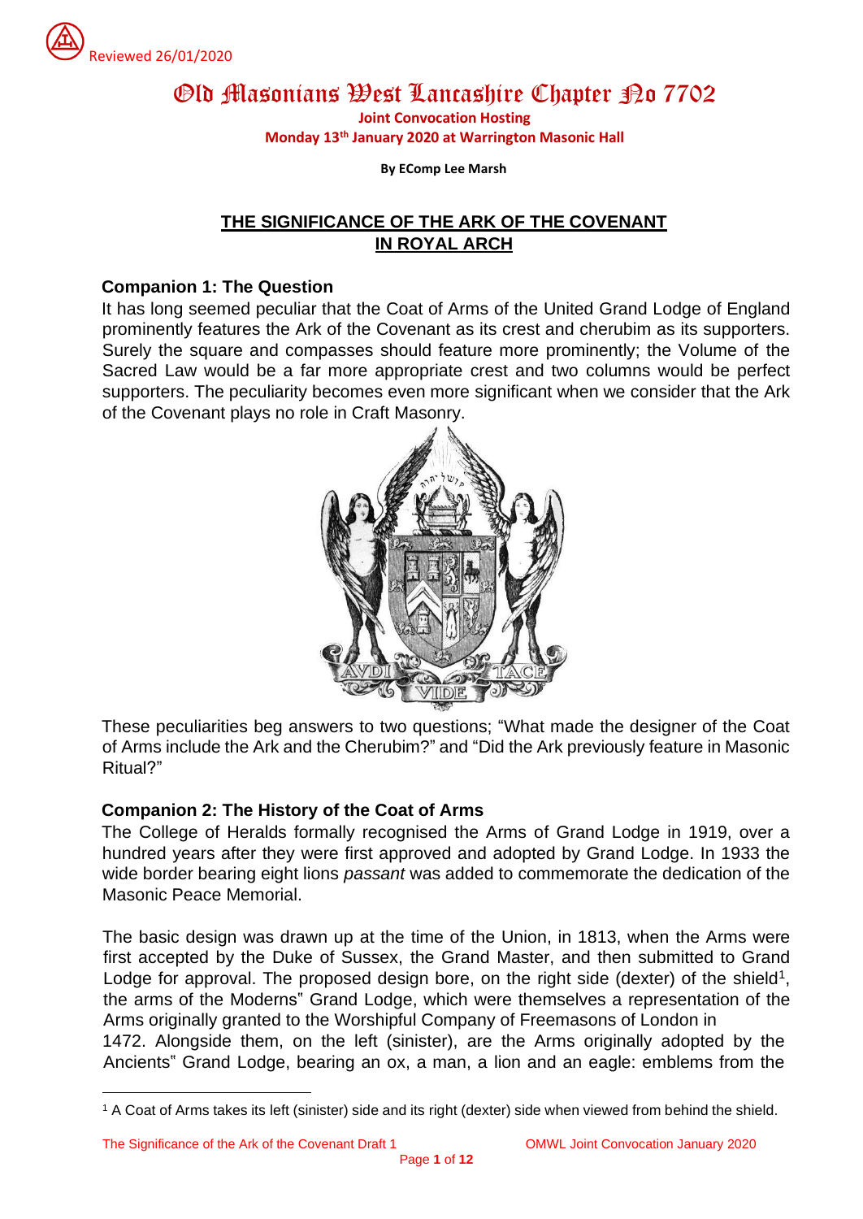Reviewed 26/01/2020

# Old Masonians West Lancashire Chapter No 7702

**Joint Convocation Hosting**
**Monday 13th January 2020 at Warrington Masonic Hall**

**By EComp Lee Marsh**

## THE SIGNIFICANCE OF THE ARK OF THE COVENANT IN ROYAL ARCH

### Companion 1: The Question

It has long seemed peculiar that the Coat of Arms of the United Grand Lodge of England prominently features the Ark of the Covenant as its crest and cherubim as its supporters. Surely the square and compasses should feature more prominently; the Volume of the Sacred Law would be a far more appropriate crest and two columns would be perfect supporters. The peculiarity becomes even more significant when we consider that the Ark of the Covenant plays no role in Craft Masonry.

These peculiarities beg answers to two questions; "What made the designer of the Coat of Arms include the Ark and the Cherubim?" and "Did the Ark previously feature in Masonic Ritual?"

### Companion 2: The History of the Coat of Arms

The College of Heralds formally recognised the Arms of Grand Lodge in 1919, over a hundred years after they were first approved and adopted by Grand Lodge. In 1933 the wide border bearing eight lions *passant* was added to commemorate the dedication of the Masonic Peace Memorial.

The basic design was drawn up at the time of the Union, in 1813, when the Arms were first accepted by the Duke of Sussex, the Grand Master, and then submitted to Grand Lodge for approval. The proposed design bore, on the right side (dexter) of the shield[1], the arms of the Moderns" Grand Lodge, which were themselves a representation of the Arms originally granted to the Worshipful Company of Freemasons of London in 1472. Alongside them, on the left (sinister), are the Arms originally adopted by the Ancients" Grand Lodge, bearing an ox, a man, a lion and an eagle: emblems from the

[1] A Coat of Arms takes its left (sinister) side and its right (dexter) side when viewed from behind the shield.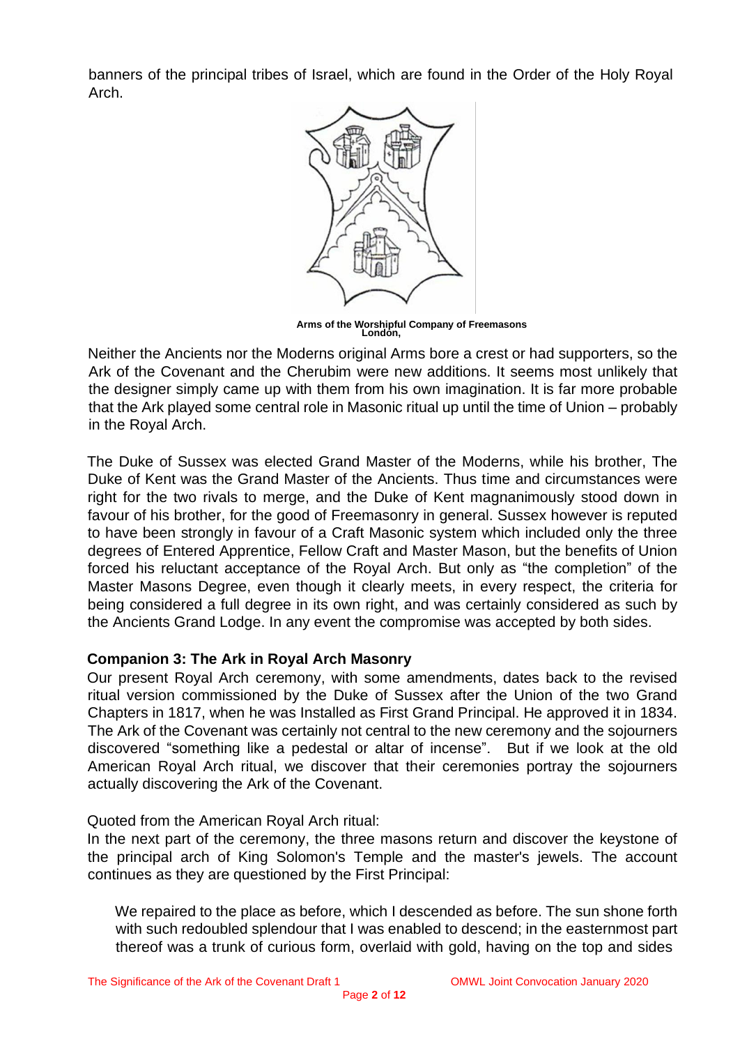banners of the principal tribes of Israel, which are found in the Order of the Holy Royal Arch.

**Arms of the Worshipful Company of Freemasons London,**

Neither the Ancients nor the Moderns original Arms bore a crest or had supporters, so the Ark of the Covenant and the Cherubim were new additions. It seems most unlikely that the designer simply came up with them from his own imagination. It is far more probable that the Ark played some central role in Masonic ritual up until the time of Union – probably in the Royal Arch.

The Duke of Sussex was elected Grand Master of the Moderns, while his brother, The Duke of Kent was the Grand Master of the Ancients. Thus time and circumstances were right for the two rivals to merge, and the Duke of Kent magnanimously stood down in favour of his brother, for the good of Freemasonry in general. Sussex however is reputed to have been strongly in favour of a Craft Masonic system which included only the three degrees of Entered Apprentice, Fellow Craft and Master Mason, but the benefits of Union forced his reluctant acceptance of the Royal Arch. But only as "the completion" of the Master Masons Degree, even though it clearly meets, in every respect, the criteria for being considered a full degree in its own right, and was certainly considered as such by the Ancients Grand Lodge. In any event the compromise was accepted by both sides.

### Companion 3: The Ark in Royal Arch Masonry

Our present Royal Arch ceremony, with some amendments, dates back to the revised ritual version commissioned by the Duke of Sussex after the Union of the two Grand Chapters in 1817, when he was Installed as First Grand Principal. He approved it in 1834. The Ark of the Covenant was certainly not central to the new ceremony and the sojourners discovered "something like a pedestal or altar of incense". But if we look at the old American Royal Arch ritual, we discover that their ceremonies portray the sojourners actually discovering the Ark of the Covenant.

Quoted from the American Royal Arch ritual:
In the next part of the ceremony, the three masons return and discover the keystone of the principal arch of King Solomon's Temple and the master's jewels. The account continues as they are questioned by the First Principal:

> We repaired to the place as before, which I descended as before. The sun shone forth with such redoubled splendour that I was enabled to descend; in the easternmost part thereof was a trunk of curious form, overlaid with gold, having on the top and sides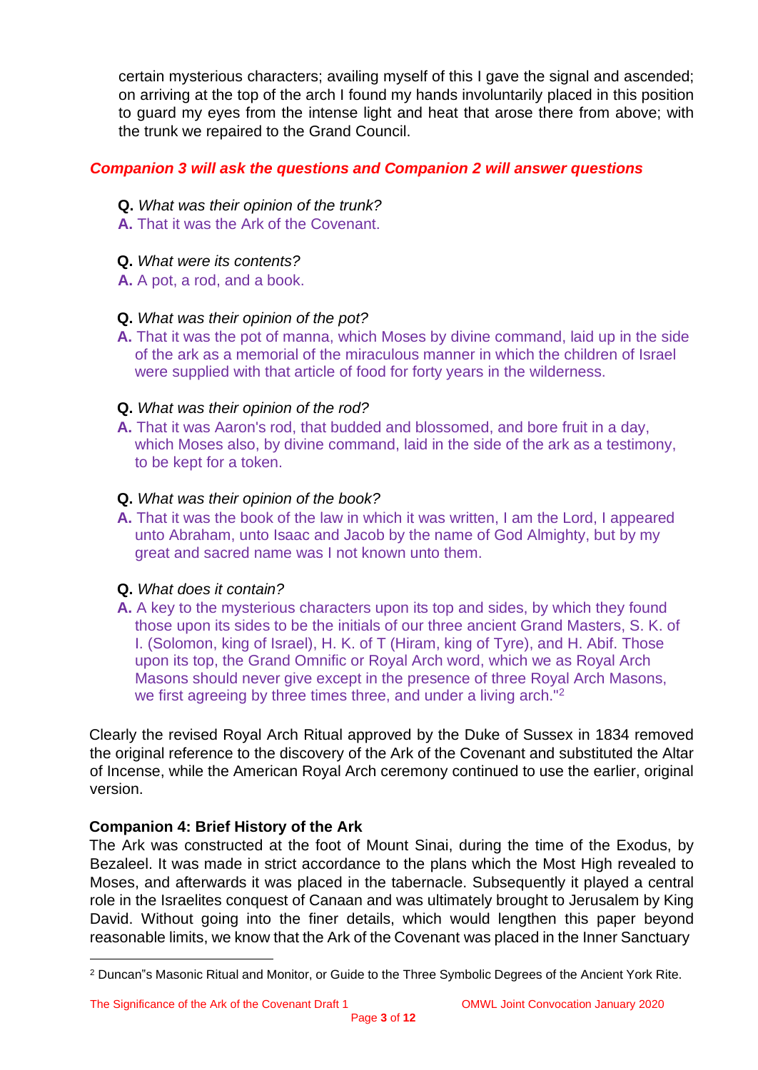certain mysterious characters; availing myself of this I gave the signal and ascended; on arriving at the top of the arch I found my hands involuntarily placed in this position to guard my eyes from the intense light and heat that arose there from above; with the trunk we repaired to the Grand Council.

***Companion 3 will ask the questions and Companion 2 will answer questions***

**Q.** *What was their opinion of the trunk?*
**A.** That it was the Ark of the Covenant.

**Q.** *What were its contents?*
**A.** A pot, a rod, and a book.

**Q.** *What was their opinion of the pot?*
**A.** That it was the pot of manna, which Moses by divine command, laid up in the side of the ark as a memorial of the miraculous manner in which the children of Israel were supplied with that article of food for forty years in the wilderness.

**Q.** *What was their opinion of the rod?*
**A.** That it was Aaron's rod, that budded and blossomed, and bore fruit in a day, which Moses also, by divine command, laid in the side of the ark as a testimony, to be kept for a token.

**Q.** *What was their opinion of the book?*
**A.** That it was the book of the law in which it was written, I am the Lord, I appeared unto Abraham, unto Isaac and Jacob by the name of God Almighty, but by my great and sacred name was I not known unto them.

**Q.** *What does it contain?*
**A.** A key to the mysterious characters upon its top and sides, by which they found those upon its sides to be the initials of our three ancient Grand Masters, S. K. of I. (Solomon, king of Israel), H. K. of T (Hiram, king of Tyre), and H. Abif. Those upon its top, the Grand Omnific or Royal Arch word, which we as Royal Arch Masons should never give except in the presence of three Royal Arch Masons, we first agreeing by three times three, and under a living arch."[2]

Clearly the revised Royal Arch Ritual approved by the Duke of Sussex in 1834 removed the original reference to the discovery of the Ark of the Covenant and substituted the Altar of Incense, while the American Royal Arch ceremony continued to use the earlier, original version.

**Companion 4: Brief History of the Ark**

The Ark was constructed at the foot of Mount Sinai, during the time of the Exodus, by Bezaleel. It was made in strict accordance to the plans which the Most High revealed to Moses, and afterwards it was placed in the tabernacle. Subsequently it played a central role in the Israelites conquest of Canaan and was ultimately brought to Jerusalem by King David. Without going into the finer details, which would lengthen this paper beyond reasonable limits, we know that the Ark of the Covenant was placed in the Inner Sanctuary

[2] Duncan"s Masonic Ritual and Monitor, or Guide to the Three Symbolic Degrees of the Ancient York Rite.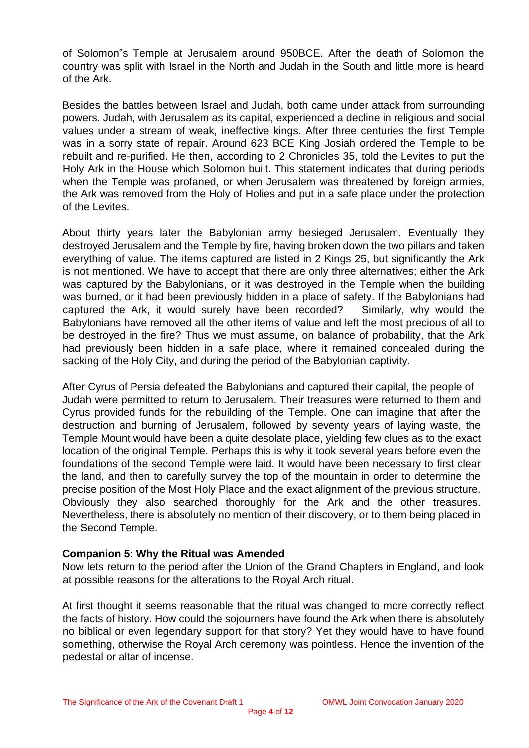of Solomon"s Temple at Jerusalem around 950BCE. After the death of Solomon the country was split with Israel in the North and Judah in the South and little more is heard of the Ark.

Besides the battles between Israel and Judah, both came under attack from surrounding powers. Judah, with Jerusalem as its capital, experienced a decline in religious and social values under a stream of weak, ineffective kings. After three centuries the first Temple was in a sorry state of repair. Around 623 BCE King Josiah ordered the Temple to be rebuilt and re-purified. He then, according to 2 Chronicles 35, told the Levites to put the Holy Ark in the House which Solomon built. This statement indicates that during periods when the Temple was profaned, or when Jerusalem was threatened by foreign armies, the Ark was removed from the Holy of Holies and put in a safe place under the protection of the Levites.

About thirty years later the Babylonian army besieged Jerusalem. Eventually they destroyed Jerusalem and the Temple by fire, having broken down the two pillars and taken everything of value. The items captured are listed in 2 Kings 25, but significantly the Ark is not mentioned. We have to accept that there are only three alternatives; either the Ark was captured by the Babylonians, or it was destroyed in the Temple when the building was burned, or it had been previously hidden in a place of safety. If the Babylonians had captured the Ark, it would surely have been recorded? Similarly, why would the Babylonians have removed all the other items of value and left the most precious of all to be destroyed in the fire? Thus we must assume, on balance of probability, that the Ark had previously been hidden in a safe place, where it remained concealed during the sacking of the Holy City, and during the period of the Babylonian captivity.

After Cyrus of Persia defeated the Babylonians and captured their capital, the people of Judah were permitted to return to Jerusalem. Their treasures were returned to them and Cyrus provided funds for the rebuilding of the Temple. One can imagine that after the destruction and burning of Jerusalem, followed by seventy years of laying waste, the Temple Mount would have been a quite desolate place, yielding few clues as to the exact location of the original Temple. Perhaps this is why it took several years before even the foundations of the second Temple were laid. It would have been necessary to first clear the land, and then to carefully survey the top of the mountain in order to determine the precise position of the Most Holy Place and the exact alignment of the previous structure. Obviously they also searched thoroughly for the Ark and the other treasures. Nevertheless, there is absolutely no mention of their discovery, or to them being placed in the Second Temple.

**Companion 5: Why the Ritual was Amended**

Now lets return to the period after the Union of the Grand Chapters in England, and look at possible reasons for the alterations to the Royal Arch ritual.

At first thought it seems reasonable that the ritual was changed to more correctly reflect the facts of history. How could the sojourners have found the Ark when there is absolutely no biblical or even legendary support for that story? Yet they would have to have found something, otherwise the Royal Arch ceremony was pointless. Hence the invention of the pedestal or altar of incense.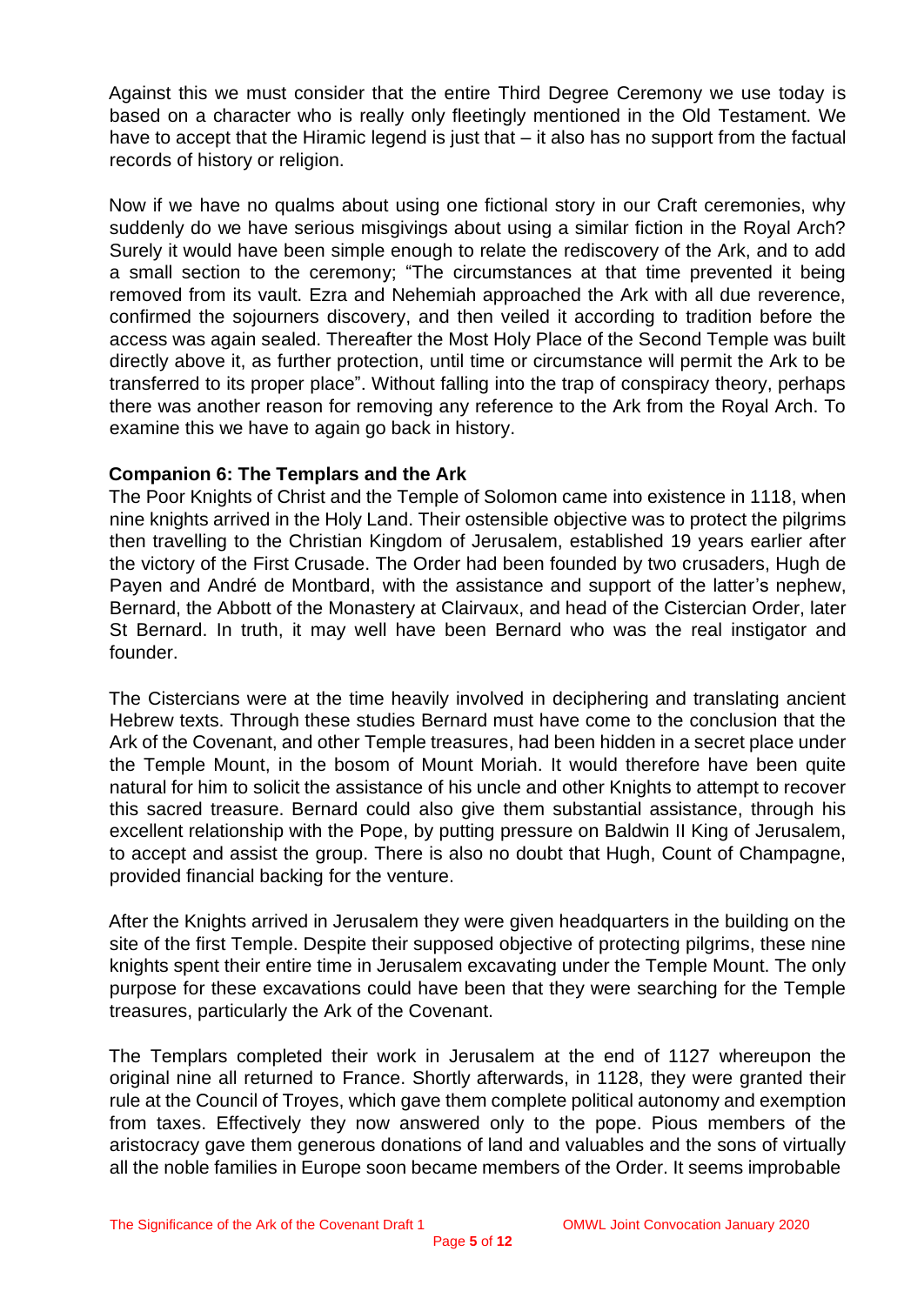Against this we must consider that the entire Third Degree Ceremony we use today is based on a character who is really only fleetingly mentioned in the Old Testament. We have to accept that the Hiramic legend is just that – it also has no support from the factual records of history or religion.

Now if we have no qualms about using one fictional story in our Craft ceremonies, why suddenly do we have serious misgivings about using a similar fiction in the Royal Arch? Surely it would have been simple enough to relate the rediscovery of the Ark, and to add a small section to the ceremony; "The circumstances at that time prevented it being removed from its vault. Ezra and Nehemiah approached the Ark with all due reverence, confirmed the sojourners discovery, and then veiled it according to tradition before the access was again sealed. Thereafter the Most Holy Place of the Second Temple was built directly above it, as further protection, until time or circumstance will permit the Ark to be transferred to its proper place". Without falling into the trap of conspiracy theory, perhaps there was another reason for removing any reference to the Ark from the Royal Arch. To examine this we have to again go back in history.

**Companion 6: The Templars and the Ark**

The Poor Knights of Christ and the Temple of Solomon came into existence in 1118, when nine knights arrived in the Holy Land. Their ostensible objective was to protect the pilgrims then travelling to the Christian Kingdom of Jerusalem, established 19 years earlier after the victory of the First Crusade. The Order had been founded by two crusaders, Hugh de Payen and André de Montbard, with the assistance and support of the latter's nephew, Bernard, the Abbott of the Monastery at Clairvaux, and head of the Cistercian Order, later St Bernard. In truth, it may well have been Bernard who was the real instigator and founder.

The Cistercians were at the time heavily involved in deciphering and translating ancient Hebrew texts. Through these studies Bernard must have come to the conclusion that the Ark of the Covenant, and other Temple treasures, had been hidden in a secret place under the Temple Mount, in the bosom of Mount Moriah. It would therefore have been quite natural for him to solicit the assistance of his uncle and other Knights to attempt to recover this sacred treasure. Bernard could also give them substantial assistance, through his excellent relationship with the Pope, by putting pressure on Baldwin II King of Jerusalem, to accept and assist the group. There is also no doubt that Hugh, Count of Champagne, provided financial backing for the venture.

After the Knights arrived in Jerusalem they were given headquarters in the building on the site of the first Temple. Despite their supposed objective of protecting pilgrims, these nine knights spent their entire time in Jerusalem excavating under the Temple Mount. The only purpose for these excavations could have been that they were searching for the Temple treasures, particularly the Ark of the Covenant.

The Templars completed their work in Jerusalem at the end of 1127 whereupon the original nine all returned to France. Shortly afterwards, in 1128, they were granted their rule at the Council of Troyes, which gave them complete political autonomy and exemption from taxes. Effectively they now answered only to the pope. Pious members of the aristocracy gave them generous donations of land and valuables and the sons of virtually all the noble families in Europe soon became members of the Order. It seems improbable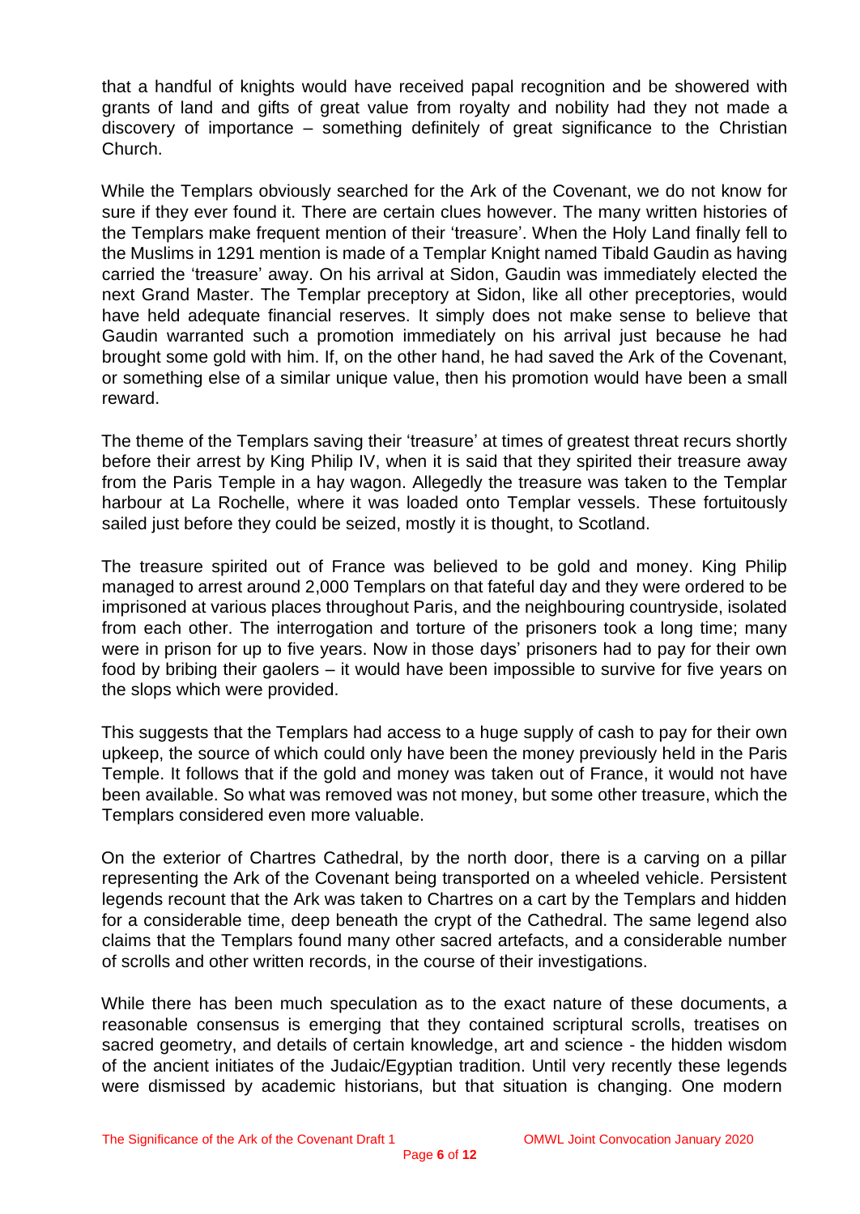that a handful of knights would have received papal recognition and be showered with grants of land and gifts of great value from royalty and nobility had they not made a discovery of importance – something definitely of great significance to the Christian Church.

While the Templars obviously searched for the Ark of the Covenant, we do not know for sure if they ever found it. There are certain clues however. The many written histories of the Templars make frequent mention of their 'treasure'. When the Holy Land finally fell to the Muslims in 1291 mention is made of a Templar Knight named Tibald Gaudin as having carried the 'treasure' away. On his arrival at Sidon, Gaudin was immediately elected the next Grand Master. The Templar preceptory at Sidon, like all other preceptories, would have held adequate financial reserves. It simply does not make sense to believe that Gaudin warranted such a promotion immediately on his arrival just because he had brought some gold with him. If, on the other hand, he had saved the Ark of the Covenant, or something else of a similar unique value, then his promotion would have been a small reward.

The theme of the Templars saving their 'treasure' at times of greatest threat recurs shortly before their arrest by King Philip IV, when it is said that they spirited their treasure away from the Paris Temple in a hay wagon. Allegedly the treasure was taken to the Templar harbour at La Rochelle, where it was loaded onto Templar vessels. These fortuitously sailed just before they could be seized, mostly it is thought, to Scotland.

The treasure spirited out of France was believed to be gold and money. King Philip managed to arrest around 2,000 Templars on that fateful day and they were ordered to be imprisoned at various places throughout Paris, and the neighbouring countryside, isolated from each other. The interrogation and torture of the prisoners took a long time; many were in prison for up to five years. Now in those days' prisoners had to pay for their own food by bribing their gaolers – it would have been impossible to survive for five years on the slops which were provided.

This suggests that the Templars had access to a huge supply of cash to pay for their own upkeep, the source of which could only have been the money previously held in the Paris Temple. It follows that if the gold and money was taken out of France, it would not have been available. So what was removed was not money, but some other treasure, which the Templars considered even more valuable.

On the exterior of Chartres Cathedral, by the north door, there is a carving on a pillar representing the Ark of the Covenant being transported on a wheeled vehicle. Persistent legends recount that the Ark was taken to Chartres on a cart by the Templars and hidden for a considerable time, deep beneath the crypt of the Cathedral. The same legend also claims that the Templars found many other sacred artefacts, and a considerable number of scrolls and other written records, in the course of their investigations.

While there has been much speculation as to the exact nature of these documents, a reasonable consensus is emerging that they contained scriptural scrolls, treatises on sacred geometry, and details of certain knowledge, art and science - the hidden wisdom of the ancient initiates of the Judaic/Egyptian tradition. Until very recently these legends were dismissed by academic historians, but that situation is changing. One modern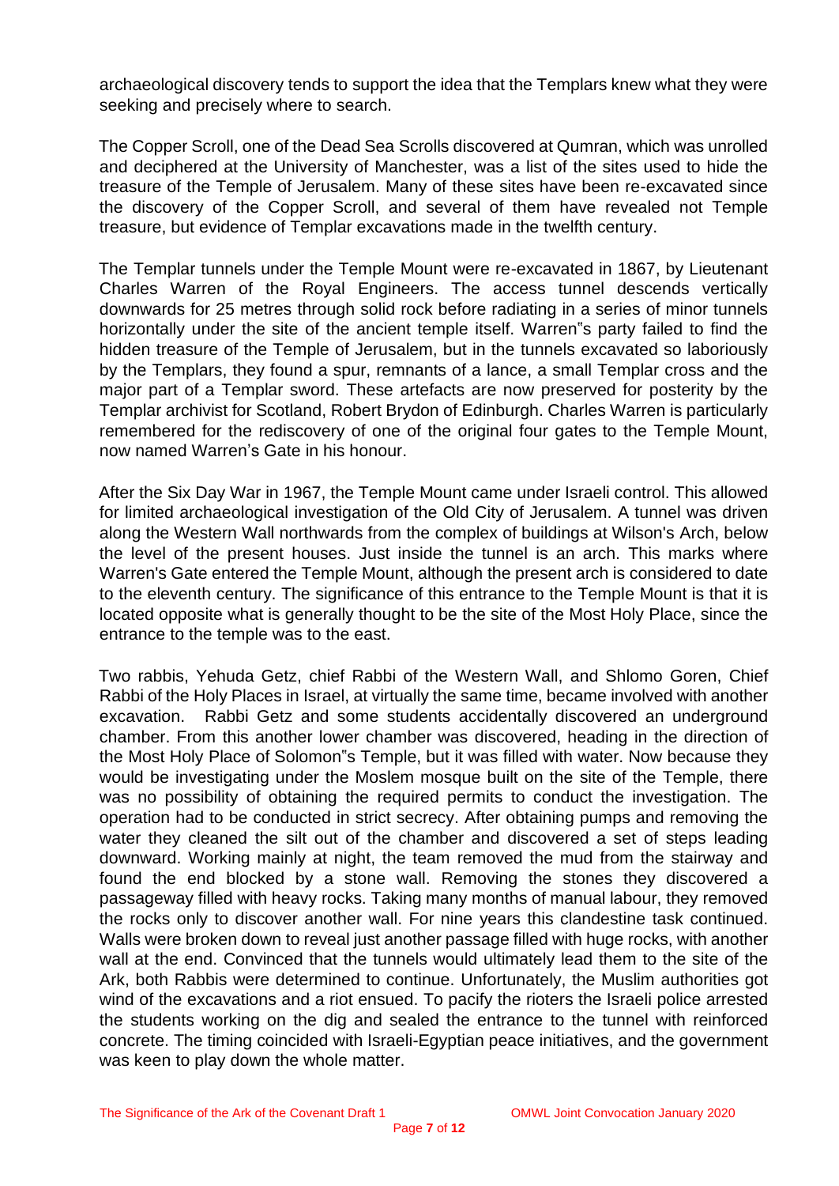archaeological discovery tends to support the idea that the Templars knew what they were seeking and precisely where to search.

The Copper Scroll, one of the Dead Sea Scrolls discovered at Qumran, which was unrolled and deciphered at the University of Manchester, was a list of the sites used to hide the treasure of the Temple of Jerusalem. Many of these sites have been re-excavated since the discovery of the Copper Scroll, and several of them have revealed not Temple treasure, but evidence of Templar excavations made in the twelfth century.

The Templar tunnels under the Temple Mount were re-excavated in 1867, by Lieutenant Charles Warren of the Royal Engineers. The access tunnel descends vertically downwards for 25 metres through solid rock before radiating in a series of minor tunnels horizontally under the site of the ancient temple itself. Warren"s party failed to find the hidden treasure of the Temple of Jerusalem, but in the tunnels excavated so laboriously by the Templars, they found a spur, remnants of a lance, a small Templar cross and the major part of a Templar sword. These artefacts are now preserved for posterity by the Templar archivist for Scotland, Robert Brydon of Edinburgh. Charles Warren is particularly remembered for the rediscovery of one of the original four gates to the Temple Mount, now named Warren's Gate in his honour.

After the Six Day War in 1967, the Temple Mount came under Israeli control. This allowed for limited archaeological investigation of the Old City of Jerusalem. A tunnel was driven along the Western Wall northwards from the complex of buildings at Wilson's Arch, below the level of the present houses. Just inside the tunnel is an arch. This marks where Warren's Gate entered the Temple Mount, although the present arch is considered to date to the eleventh century. The significance of this entrance to the Temple Mount is that it is located opposite what is generally thought to be the site of the Most Holy Place, since the entrance to the temple was to the east.

Two rabbis, Yehuda Getz, chief Rabbi of the Western Wall, and Shlomo Goren, Chief Rabbi of the Holy Places in Israel, at virtually the same time, became involved with another excavation. Rabbi Getz and some students accidentally discovered an underground chamber. From this another lower chamber was discovered, heading in the direction of the Most Holy Place of Solomon"s Temple, but it was filled with water. Now because they would be investigating under the Moslem mosque built on the site of the Temple, there was no possibility of obtaining the required permits to conduct the investigation. The operation had to be conducted in strict secrecy. After obtaining pumps and removing the water they cleaned the silt out of the chamber and discovered a set of steps leading downward. Working mainly at night, the team removed the mud from the stairway and found the end blocked by a stone wall. Removing the stones they discovered a passageway filled with heavy rocks. Taking many months of manual labour, they removed the rocks only to discover another wall. For nine years this clandestine task continued. Walls were broken down to reveal just another passage filled with huge rocks, with another wall at the end. Convinced that the tunnels would ultimately lead them to the site of the Ark, both Rabbis were determined to continue. Unfortunately, the Muslim authorities got wind of the excavations and a riot ensued. To pacify the rioters the Israeli police arrested the students working on the dig and sealed the entrance to the tunnel with reinforced concrete. The timing coincided with Israeli-Egyptian peace initiatives, and the government was keen to play down the whole matter.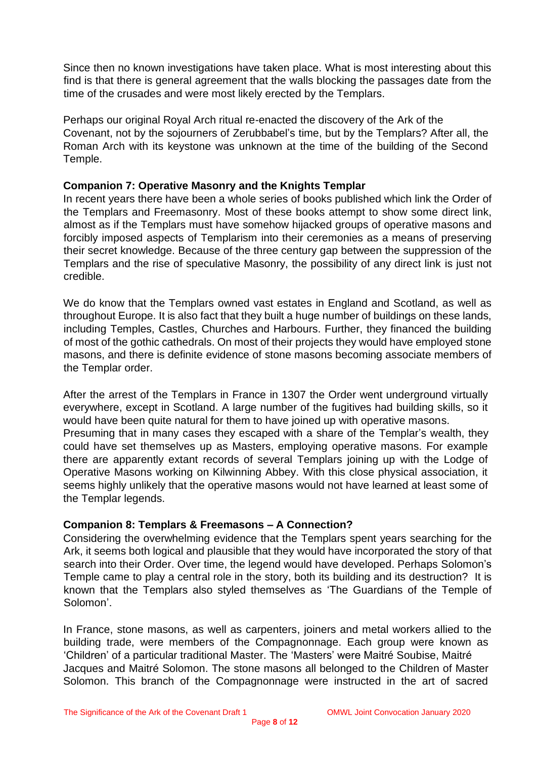Since then no known investigations have taken place. What is most interesting about this find is that there is general agreement that the walls blocking the passages date from the time of the crusades and were most likely erected by the Templars.

Perhaps our original Royal Arch ritual re-enacted the discovery of the Ark of the Covenant, not by the sojourners of Zerubbabel's time, but by the Templars? After all, the Roman Arch with its keystone was unknown at the time of the building of the Second Temple.

**Companion 7: Operative Masonry and the Knights Templar**

In recent years there have been a whole series of books published which link the Order of the Templars and Freemasonry. Most of these books attempt to show some direct link, almost as if the Templars must have somehow hijacked groups of operative masons and forcibly imposed aspects of Templarism into their ceremonies as a means of preserving their secret knowledge. Because of the three century gap between the suppression of the Templars and the rise of speculative Masonry, the possibility of any direct link is just not credible.

We do know that the Templars owned vast estates in England and Scotland, as well as throughout Europe. It is also fact that they built a huge number of buildings on these lands, including Temples, Castles, Churches and Harbours. Further, they financed the building of most of the gothic cathedrals. On most of their projects they would have employed stone masons, and there is definite evidence of stone masons becoming associate members of the Templar order.

After the arrest of the Templars in France in 1307 the Order went underground virtually everywhere, except in Scotland. A large number of the fugitives had building skills, so it would have been quite natural for them to have joined up with operative masons. Presuming that in many cases they escaped with a share of the Templar's wealth, they could have set themselves up as Masters, employing operative masons. For example there are apparently extant records of several Templars joining up with the Lodge of Operative Masons working on Kilwinning Abbey. With this close physical association, it seems highly unlikely that the operative masons would not have learned at least some of the Templar legends.

**Companion 8: Templars & Freemasons – A Connection?**

Considering the overwhelming evidence that the Templars spent years searching for the Ark, it seems both logical and plausible that they would have incorporated the story of that search into their Order. Over time, the legend would have developed. Perhaps Solomon's Temple came to play a central role in the story, both its building and its destruction? It is known that the Templars also styled themselves as 'The Guardians of the Temple of Solomon'.

In France, stone masons, as well as carpenters, joiners and metal workers allied to the building trade, were members of the Compagnonnage. Each group were known as 'Children' of a particular traditional Master. The 'Masters' were Maitré Soubise, Maitré Jacques and Maitré Solomon. The stone masons all belonged to the Children of Master Solomon. This branch of the Compagnonnage were instructed in the art of sacred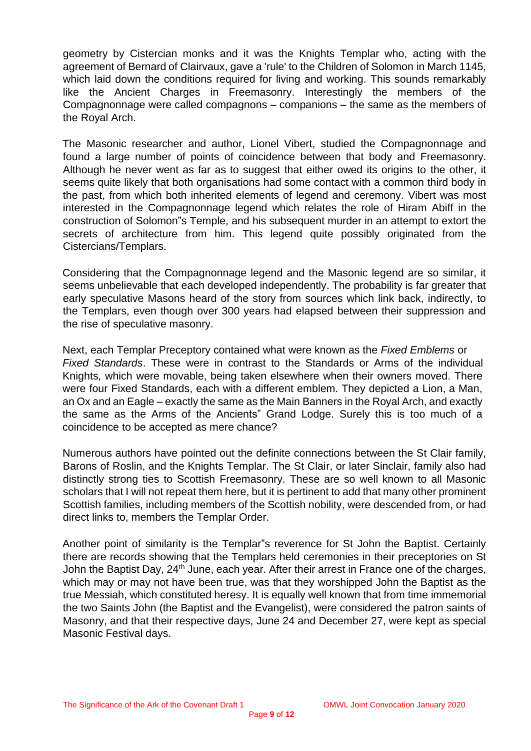geometry by Cistercian monks and it was the Knights Templar who, acting with the agreement of Bernard of Clairvaux, gave a 'rule' to the Children of Solomon in March 1145, which laid down the conditions required for living and working. This sounds remarkably like the Ancient Charges in Freemasonry. Interestingly the members of the Compagnonnage were called compagnons – companions – the same as the members of the Royal Arch.

The Masonic researcher and author, Lionel Vibert, studied the Compagnonnage and found a large number of points of coincidence between that body and Freemasonry. Although he never went as far as to suggest that either owed its origins to the other, it seems quite likely that both organisations had some contact with a common third body in the past, from which both inherited elements of legend and ceremony. Vibert was most interested in the Compagnonnage legend which relates the role of Hiram Abiff in the construction of Solomon"s Temple, and his subsequent murder in an attempt to extort the secrets of architecture from him. This legend quite possibly originated from the Cistercians/Templars.

Considering that the Compagnonnage legend and the Masonic legend are so similar, it seems unbelievable that each developed independently. The probability is far greater that early speculative Masons heard of the story from sources which link back, indirectly, to the Templars, even though over 300 years had elapsed between their suppression and the rise of speculative masonry.

Next, each Templar Preceptory contained what were known as the *Fixed Emblems* or *Fixed Standards*. These were in contrast to the Standards or Arms of the individual Knights, which were movable, being taken elsewhere when their owners moved. There were four Fixed Standards, each with a different emblem. They depicted a Lion, a Man, an Ox and an Eagle – exactly the same as the Main Banners in the Royal Arch, and exactly the same as the Arms of the Ancients" Grand Lodge. Surely this is too much of a coincidence to be accepted as mere chance?

Numerous authors have pointed out the definite connections between the St Clair family, Barons of Roslin, and the Knights Templar. The St Clair, or later Sinclair, family also had distinctly strong ties to Scottish Freemasonry. These are so well known to all Masonic scholars that I will not repeat them here, but it is pertinent to add that many other prominent Scottish families, including members of the Scottish nobility, were descended from, or had direct links to, members the Templar Order.

Another point of similarity is the Templar"s reverence for St John the Baptist. Certainly there are records showing that the Templars held ceremonies in their preceptories on St John the Baptist Day, 24th June, each year. After their arrest in France one of the charges, which may or may not have been true, was that they worshipped John the Baptist as the true Messiah, which constituted heresy. It is equally well known that from time immemorial the two Saints John (the Baptist and the Evangelist), were considered the patron saints of Masonry, and that their respective days, June 24 and December 27, were kept as special Masonic Festival days.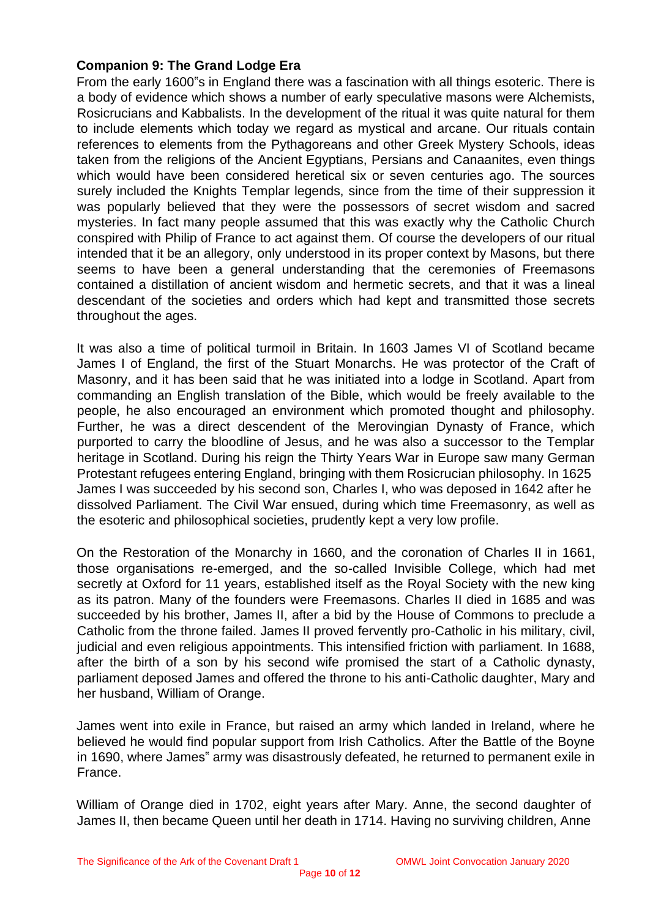**Companion 9: The Grand Lodge Era**

From the early 1600"s in England there was a fascination with all things esoteric. There is a body of evidence which shows a number of early speculative masons were Alchemists, Rosicrucians and Kabbalists. In the development of the ritual it was quite natural for them to include elements which today we regard as mystical and arcane. Our rituals contain references to elements from the Pythagoreans and other Greek Mystery Schools, ideas taken from the religions of the Ancient Egyptians, Persians and Canaanites, even things which would have been considered heretical six or seven centuries ago. The sources surely included the Knights Templar legends, since from the time of their suppression it was popularly believed that they were the possessors of secret wisdom and sacred mysteries. In fact many people assumed that this was exactly why the Catholic Church conspired with Philip of France to act against them. Of course the developers of our ritual intended that it be an allegory, only understood in its proper context by Masons, but there seems to have been a general understanding that the ceremonies of Freemasons contained a distillation of ancient wisdom and hermetic secrets, and that it was a lineal descendant of the societies and orders which had kept and transmitted those secrets throughout the ages.

It was also a time of political turmoil in Britain. In 1603 James VI of Scotland became James I of England, the first of the Stuart Monarchs. He was protector of the Craft of Masonry, and it has been said that he was initiated into a lodge in Scotland. Apart from commanding an English translation of the Bible, which would be freely available to the people, he also encouraged an environment which promoted thought and philosophy. Further, he was a direct descendent of the Merovingian Dynasty of France, which purported to carry the bloodline of Jesus, and he was also a successor to the Templar heritage in Scotland. During his reign the Thirty Years War in Europe saw many German Protestant refugees entering England, bringing with them Rosicrucian philosophy. In 1625 James I was succeeded by his second son, Charles I, who was deposed in 1642 after he dissolved Parliament. The Civil War ensued, during which time Freemasonry, as well as the esoteric and philosophical societies, prudently kept a very low profile.

On the Restoration of the Monarchy in 1660, and the coronation of Charles II in 1661, those organisations re-emerged, and the so-called Invisible College, which had met secretly at Oxford for 11 years, established itself as the Royal Society with the new king as its patron. Many of the founders were Freemasons. Charles II died in 1685 and was succeeded by his brother, James II, after a bid by the House of Commons to preclude a Catholic from the throne failed. James II proved fervently pro-Catholic in his military, civil, judicial and even religious appointments. This intensified friction with parliament. In 1688, after the birth of a son by his second wife promised the start of a Catholic dynasty, parliament deposed James and offered the throne to his anti-Catholic daughter, Mary and her husband, William of Orange.

James went into exile in France, but raised an army which landed in Ireland, where he believed he would find popular support from Irish Catholics. After the Battle of the Boyne in 1690, where James" army was disastrously defeated, he returned to permanent exile in France.

William of Orange died in 1702, eight years after Mary. Anne, the second daughter of James II, then became Queen until her death in 1714. Having no surviving children, Anne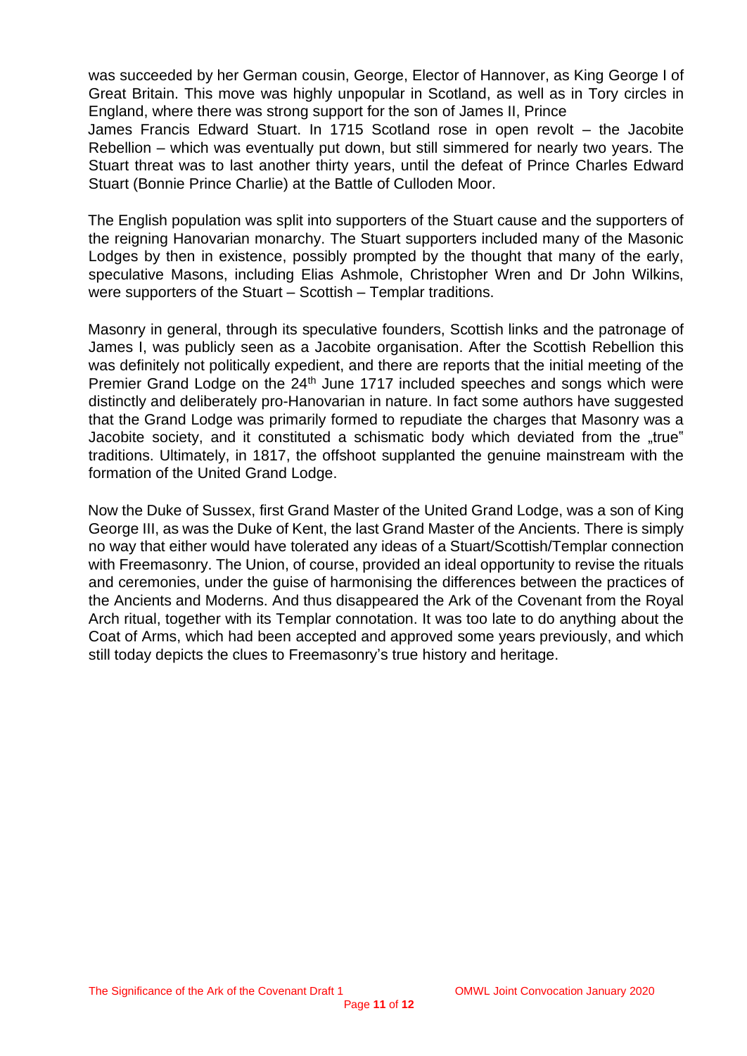was succeeded by her German cousin, George, Elector of Hannover, as King George I of Great Britain. This move was highly unpopular in Scotland, as well as in Tory circles in England, where there was strong support for the son of James II, Prince James Francis Edward Stuart. In 1715 Scotland rose in open revolt – the Jacobite Rebellion – which was eventually put down, but still simmered for nearly two years. The Stuart threat was to last another thirty years, until the defeat of Prince Charles Edward Stuart (Bonnie Prince Charlie) at the Battle of Culloden Moor.

The English population was split into supporters of the Stuart cause and the supporters of the reigning Hanovarian monarchy. The Stuart supporters included many of the Masonic Lodges by then in existence, possibly prompted by the thought that many of the early, speculative Masons, including Elias Ashmole, Christopher Wren and Dr John Wilkins, were supporters of the Stuart – Scottish – Templar traditions.

Masonry in general, through its speculative founders, Scottish links and the patronage of James I, was publicly seen as a Jacobite organisation. After the Scottish Rebellion this was definitely not politically expedient, and there are reports that the initial meeting of the Premier Grand Lodge on the 24th June 1717 included speeches and songs which were distinctly and deliberately pro-Hanovarian in nature. In fact some authors have suggested that the Grand Lodge was primarily formed to repudiate the charges that Masonry was a Jacobite society, and it constituted a schismatic body which deviated from the „true" traditions. Ultimately, in 1817, the offshoot supplanted the genuine mainstream with the formation of the United Grand Lodge.

Now the Duke of Sussex, first Grand Master of the United Grand Lodge, was a son of King George III, as was the Duke of Kent, the last Grand Master of the Ancients. There is simply no way that either would have tolerated any ideas of a Stuart/Scottish/Templar connection with Freemasonry. The Union, of course, provided an ideal opportunity to revise the rituals and ceremonies, under the guise of harmonising the differences between the practices of the Ancients and Moderns. And thus disappeared the Ark of the Covenant from the Royal Arch ritual, together with its Templar connotation. It was too late to do anything about the Coat of Arms, which had been accepted and approved some years previously, and which still today depicts the clues to Freemasonry's true history and heritage.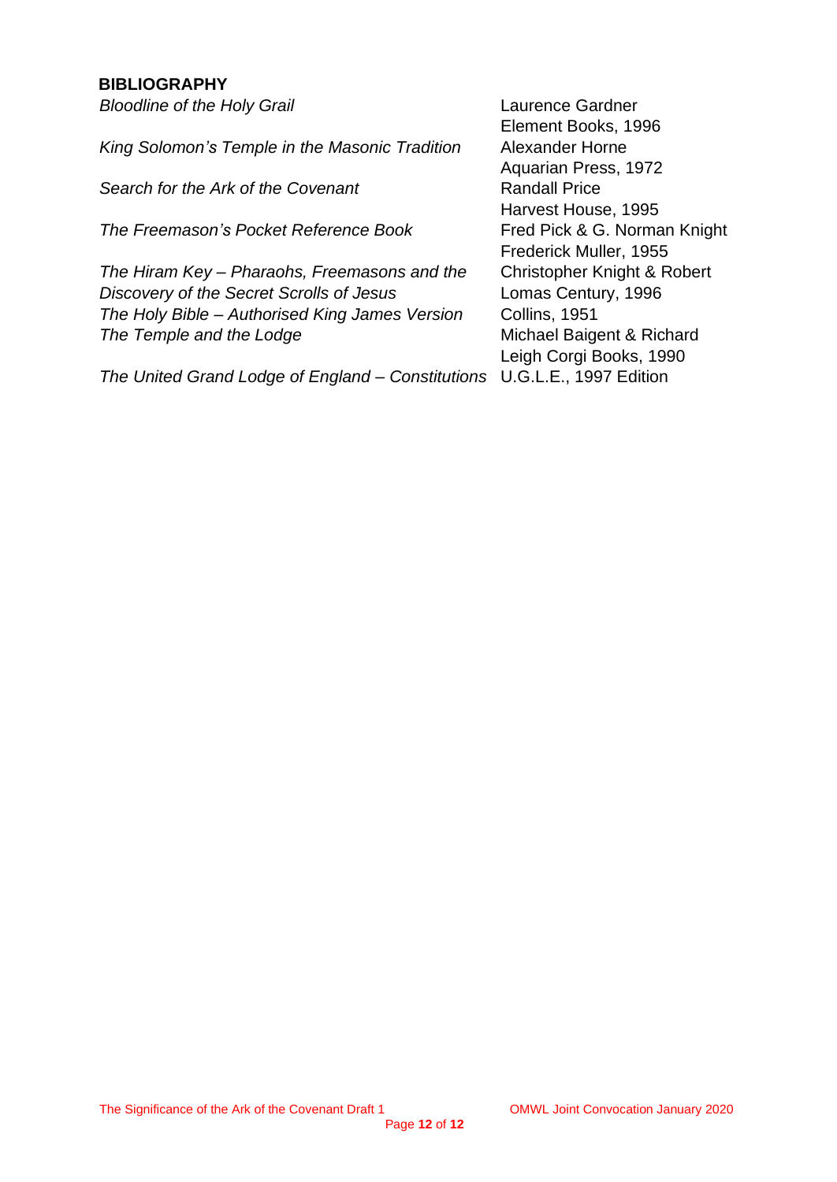**BIBLIOGRAPHY**

| | |
|---|---|
| *Bloodline of the Holy Grail* | Laurence Gardner<br>Element Books, 1996 |
| *King Solomon's Temple in the Masonic Tradition* | Alexander Horne<br>Aquarian Press, 1972 |
| *Search for the Ark of the Covenant* | Randall Price<br>Harvest House, 1995 |
| *The Freemason's Pocket Reference Book* | Fred Pick & G. Norman Knight<br>Frederick Muller, 1955 |
| *The Hiram Key – Pharaohs, Freemasons and the Discovery of the Secret Scrolls of Jesus* | Christopher Knight & Robert Lomas Century, 1996 |
| *The Holy Bible – Authorised King James Version* | Collins, 1951 |
| *The Temple and the Lodge* | Michael Baigent & Richard Leigh Corgi Books, 1990 |
| *The United Grand Lodge of England – Constitutions* | U.G.L.E., 1997 Edition |